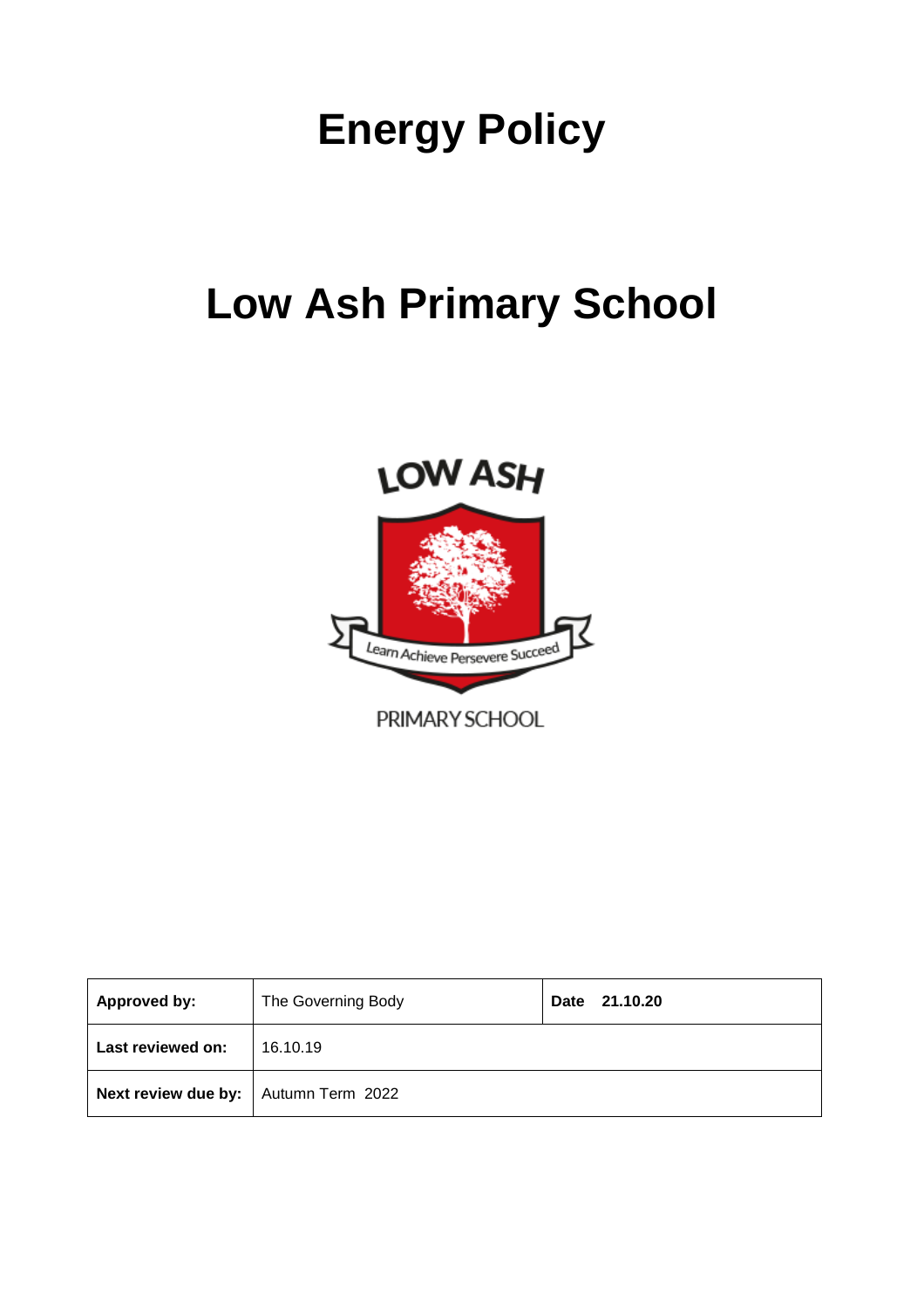# Energy Policy

# Low Ash Primary School

LOW ASH

Learn Achieve Persevere Succeed

PRIMARY SCHOOL

| Approved by: | The Governing Body | Date 21.10.20 |
|---|---|---|
| Last reviewed on: | 16.10.19 | |
| Next review due by: | Autumn Term 2022 | |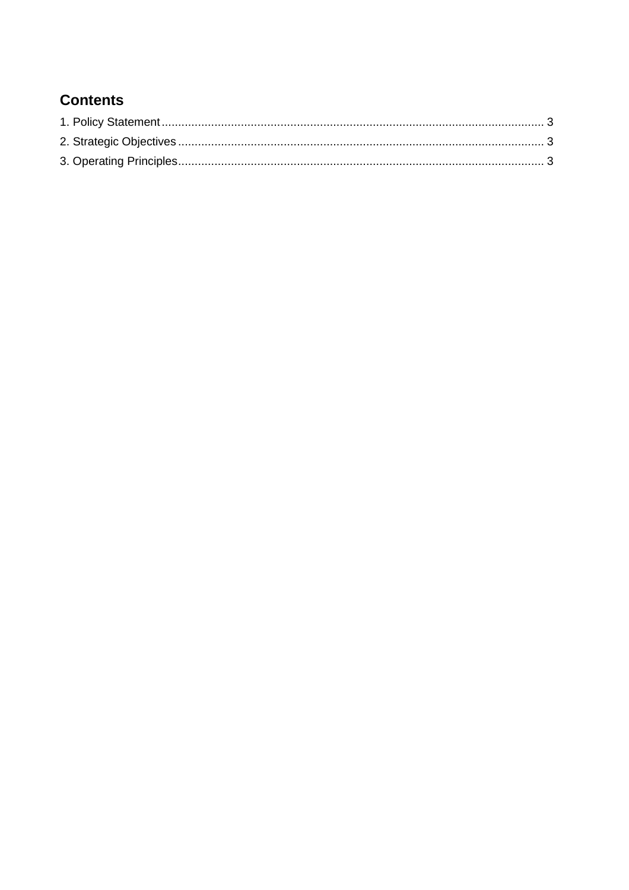## Contents

1. Policy Statement .................................................................................................................... 3
2. Strategic Objectives ............................................................................................................... 3
3. Operating Principles ............................................................................................................... 3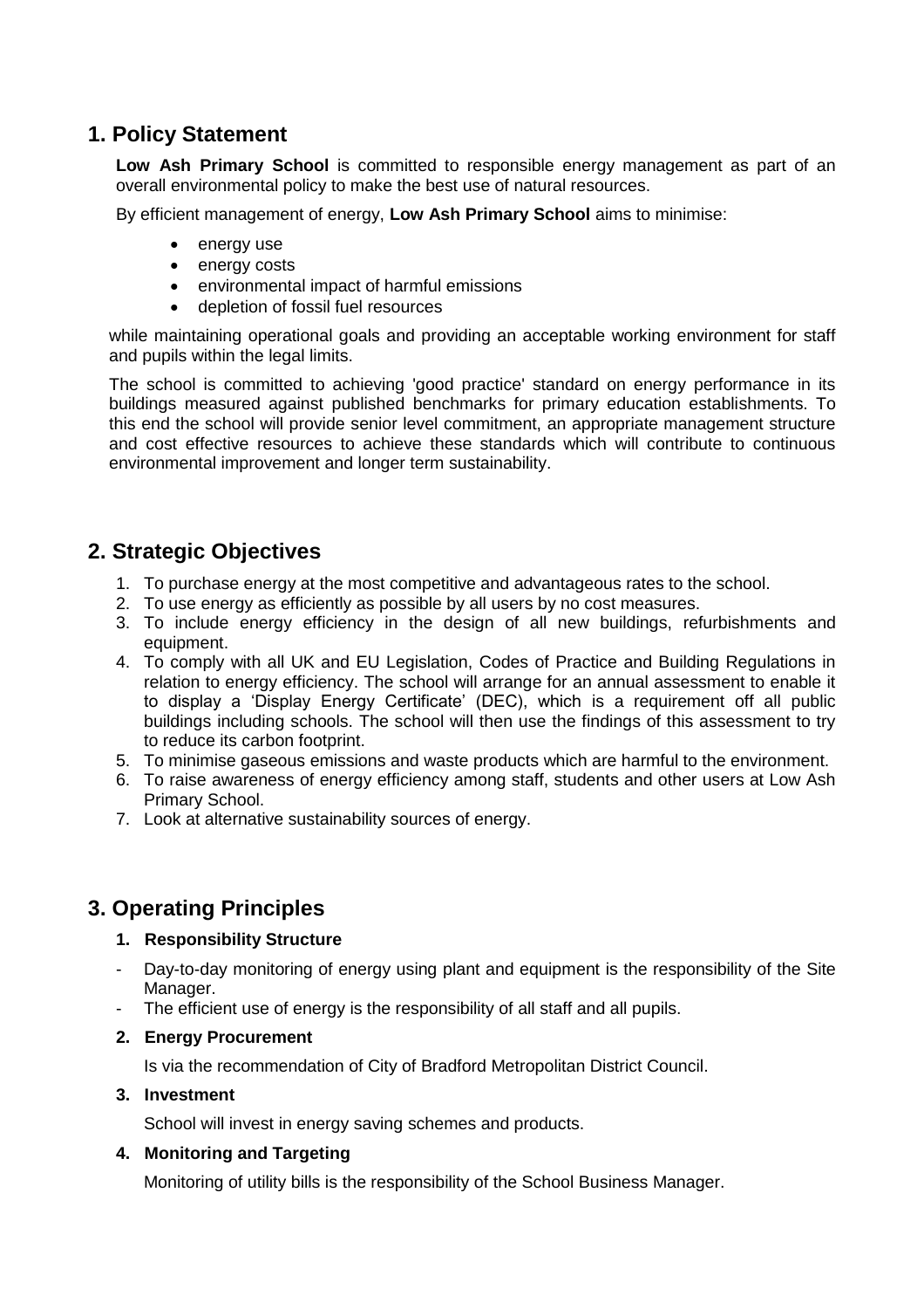## 1. Policy Statement

**Low Ash Primary School** is committed to responsible energy management as part of an overall environmental policy to make the best use of natural resources.

By efficient management of energy, **Low Ash Primary School** aims to minimise:

- energy use
- energy costs
- environmental impact of harmful emissions
- depletion of fossil fuel resources

while maintaining operational goals and providing an acceptable working environment for staff and pupils within the legal limits.

The school is committed to achieving 'good practice' standard on energy performance in its buildings measured against published benchmarks for primary education establishments. To this end the school will provide senior level commitment, an appropriate management structure and cost effective resources to achieve these standards which will contribute to continuous environmental improvement and longer term sustainability.

## 2. Strategic Objectives

1. To purchase energy at the most competitive and advantageous rates to the school.
2. To use energy as efficiently as possible by all users by no cost measures.
3. To include energy efficiency in the design of all new buildings, refurbishments and equipment.
4. To comply with all UK and EU Legislation, Codes of Practice and Building Regulations in relation to energy efficiency. The school will arrange for an annual assessment to enable it to display a 'Display Energy Certificate' (DEC), which is a requirement off all public buildings including schools. The school will then use the findings of this assessment to try to reduce its carbon footprint.
5. To minimise gaseous emissions and waste products which are harmful to the environment.
6. To raise awareness of energy efficiency among staff, students and other users at Low Ash Primary School.
7. Look at alternative sustainability sources of energy.

## 3. Operating Principles

### 1. Responsibility Structure

- Day-to-day monitoring of energy using plant and equipment is the responsibility of the Site Manager.
- The efficient use of energy is the responsibility of all staff and all pupils.

### 2. Energy Procurement

Is via the recommendation of City of Bradford Metropolitan District Council.

### 3. Investment

School will invest in energy saving schemes and products.

### 4. Monitoring and Targeting

Monitoring of utility bills is the responsibility of the School Business Manager.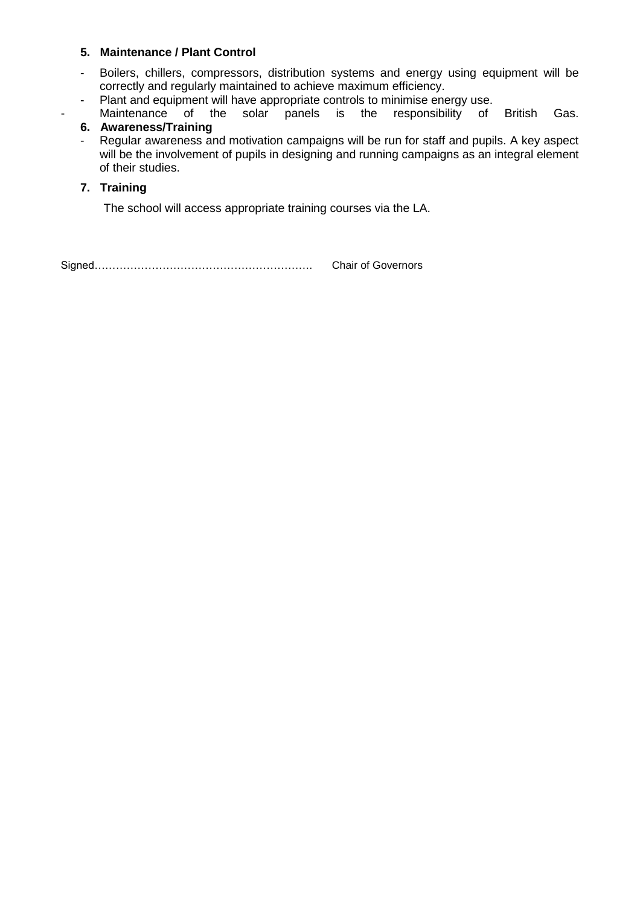5. **Maintenance / Plant Control**

- Boilers, chillers, compressors, distribution systems and energy using equipment will be correctly and regularly maintained to achieve maximum efficiency.
- Plant and equipment will have appropriate controls to minimise energy use.
- Maintenance of the solar panels is the responsibility of British Gas.

6. **Awareness/Training**

- Regular awareness and motivation campaigns will be run for staff and pupils. A key aspect will be the involvement of pupils in designing and running campaigns as an integral element of their studies.

7. **Training**

The school will access appropriate training courses via the LA.

Signed…………………………………………………… Chair of Governors